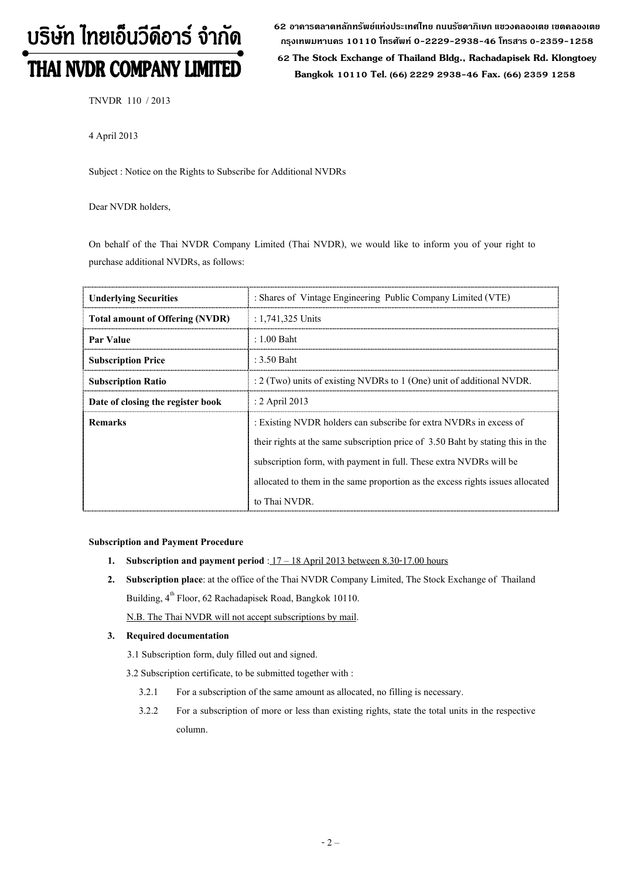# บริษัท ไทยเอ็นวีดีอาร์ จำกัด
# THAI NVDR COMPANY LIMITED

62 อาคารตลาดหลักทรัพย์แห่งประเทศไทย ถนนรัชดาภิเษก แขวงคลองเตย เขตคลองเตย กรุงเทพมหานคร 10110 โทรศัพท์ 0-2229-2938-46 โทรสาร 0-2359-1258

62 The Stock Exchange of Thailand Bldg., Rachadapisek Rd. Klongtoey Bangkok 10110 Tel. (66) 2229 2938-46 Fax. (66) 2359 1258

TNVDR 110 / 2013

4 April 2013

Subject : Notice on the Rights to Subscribe for Additional NVDRs

Dear NVDR holders,

On behalf of the Thai NVDR Company Limited (Thai NVDR), we would like to inform you of your right to purchase additional NVDRs, as follows:

| **Underlying Securities** | : Shares of Vintage Engineering Public Company Limited (VTE) |
|---|---|
| **Total amount of Offering (NVDR)** | : 1,741,325 Units |
| **Par Value** | : 1.00 Baht |
| **Subscription Price** | : 3.50 Baht |
| **Subscription Ratio** | : 2 (Two) units of existing NVDRs to 1 (One) unit of additional NVDR. |
| **Date of closing the register book** | : 2 April 2013 |
| **Remarks** | : Existing NVDR holders can subscribe for extra NVDRs in excess of their rights at the same subscription price of 3.50 Baht by stating this in the subscription form, with payment in full. These extra NVDRs will be allocated to them in the same proportion as the excess rights issues allocated to Thai NVDR. |

**Subscription and Payment Procedure**

1. **Subscription and payment period** : 17 – 18 April 2013 between 8.30-17.00 hours
2. **Subscription place**: at the office of the Thai NVDR Company Limited, The Stock Exchange of Thailand Building, 4th Floor, 62 Rachadapisek Road, Bangkok 10110.

   N.B. The Thai NVDR will not accept subscriptions by mail.
3. **Required documentation**

   3.1 Subscription form, duly filled out and signed.

   3.2 Subscription certificate, to be submitted together with :

   3.2.1 For a subscription of the same amount as allocated, no filling is necessary.

   3.2.2 For a subscription of more or less than existing rights, state the total units in the respective column.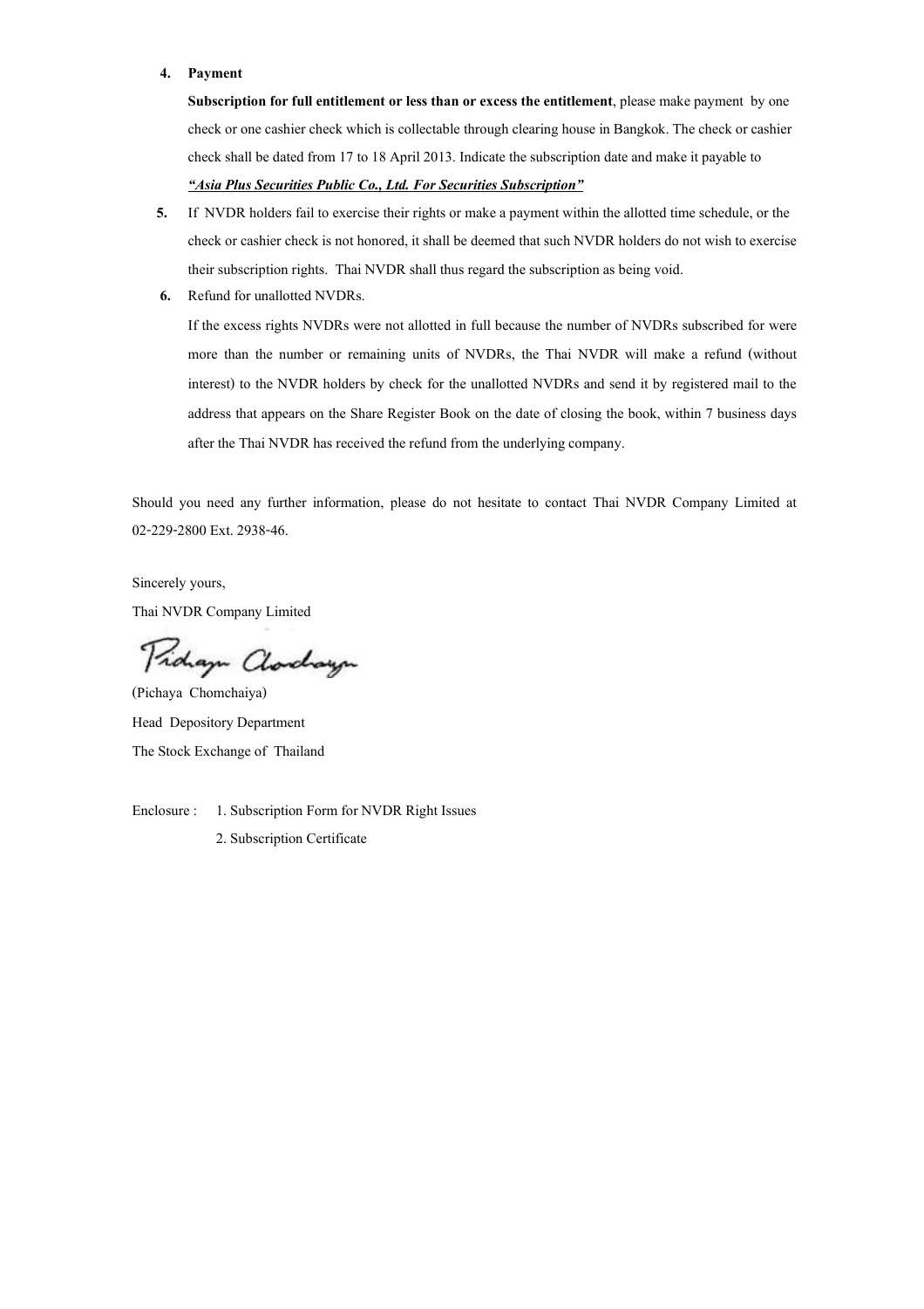4. **Payment**

   **Subscription for full entitlement or less than or excess the entitlement**, please make payment by one check or one cashier check which is collectable through clearing house in Bangkok. The check or cashier check shall be dated from 17 to 18 April 2013. Indicate the subscription date and make it payable to ***"Asia Plus Securities Public Co., Ltd. For Securities Subscription"***

5. If NVDR holders fail to exercise their rights or make a payment within the allotted time schedule, or the check or cashier check is not honored, it shall be deemed that such NVDR holders do not wish to exercise their subscription rights. Thai NVDR shall thus regard the subscription as being void.

6. Refund for unallotted NVDRs.

   If the excess rights NVDRs were not allotted in full because the number of NVDRs subscribed for were more than the number or remaining units of NVDRs, the Thai NVDR will make a refund (without interest) to the NVDR holders by check for the unallotted NVDRs and send it by registered mail to the address that appears on the Share Register Book on the date of closing the book, within 7 business days after the Thai NVDR has received the refund from the underlying company.

Should you need any further information, please do not hesitate to contact Thai NVDR Company Limited at 02-229-2800 Ext. 2938-46.

Sincerely yours,

Thai NVDR Company Limited

(Pichaya Chomchaiya)

Head Depository Department

The Stock Exchange of Thailand

Enclosure : 1. Subscription Form for NVDR Right Issues

2. Subscription Certificate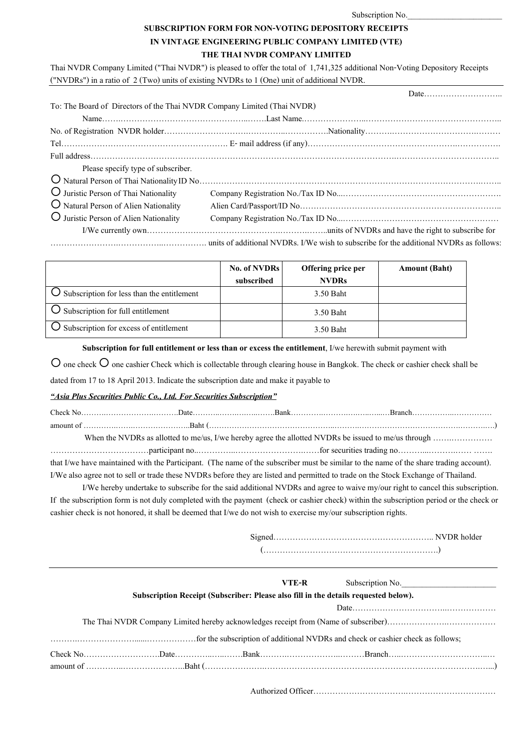Subscription No.______________________

**SUBSCRIPTION FORM FOR NON-VOTING DEPOSITORY RECEIPTS**

**IN VINTAGE ENGINEERING PUBLIC COMPANY LIMITED (VTE)**

**THE THAI NVDR COMPANY LIMITED**

Thai NVDR Company Limited ("Thai NVDR") is pleased to offer the total of 1,741,325 additional Non-Voting Depository Receipts ("NVDRs") in a ratio of 2 (Two) units of existing NVDRs to 1 (One) unit of additional NVDR.

Date………………………..

To: The Board of Directors of the Thai NVDR Company Limited (Thai NVDR)

Name…….…………………………………………..…….Last Name.…………………..…………………………………………..

No. of Registration NVDR holder……………………….………..…………….Nationality……….…………………………….………

Tel……………………………………………………. E- mail address (if any)……………………………………………….……………

Full address……………………………………………………………………………………………….………………………………..

Please specify type of subscriber.

○ Natural Person of Thai Nationality ID No…………………………………………………………………………………………….……..

○ Juristic Person of Thai Nationality Company Registration No./Tax ID No...………………………………………………….

○ Natural Person of Alien Nationality Alien Card/Passport/ID No……………………………………………………………..

○ Juristic Person of Alien Nationality Company Registration No./Tax ID No...…………………………………………………

I/We currently own…………………………………………..…….…….……..units of NVDRs and have the right to subscribe for ……………………..……………...……………. units of additional NVDRs. I/We wish to subscribe for the additional NVDRs as follows:

| | No. of NVDRs subscribed | Offering price per NVDRs | Amount (Baht) |
|---|---|---|---|
| ○ Subscription for less than the entitlement | | 3.50 Baht | |
| ○ Subscription for full entitlement | | 3.50 Baht | |
| ○ Subscription for excess of entitlement | | 3.50 Baht | |

**Subscription for full entitlement or less than or excess the entitlement**, I/we herewith submit payment with

○ one check ○ one cashier Check which is collectable through clearing house in Bangkok. The check or cashier check shall be dated from 17 to 18 April 2013. Indicate the subscription date and make it payable to

***<u>"Asia Plus Securities Public Co., Ltd. For Securities Subscription"</u>***

Check No……..…………….……….Date………..……..…..…….Bank……….…….…..…..…..…Branch……………..……………

amount of ………..…….…..……………..Baht (………………………………………..…….……………………………….……….…..)

When the NVDRs as allotted to me/us, I/we hereby agree the allotted NVDRs be issued to me/us through …….…………… ………………………………participant no..…………..……………………..……for securities trading no………..……….…… …….

that I/we have maintained with the Participant. (The name of the subscriber must be similar to the name of the share trading account). I/We also agree not to sell or trade these NVDRs before they are listed and permitted to trade on the Stock Exchange of Thailand.

I/We hereby undertake to subscribe for the said additional NVDRs and agree to waive my/our right to cancel this subscription. If the subscription form is not duly completed with the payment (check or cashier check) within the subscription period or the check or cashier check is not honored, it shall be deemed that I/we do not wish to exercise my/our subscription rights.

Signed………………………………………………….. NVDR holder

(……………………………………………………….)

---

**VTE-R** Subscription No.______________________

**Subscription Receipt (Subscriber: Please also fill in the details requested below).**

Date……………………………..………………

The Thai NVDR Company Limited hereby acknowledges receipt from (Name of subscriber)…………………….………………

……….…………………......………………for the subscription of additional NVDRs and check or cashier check as follows;

Check No……………………….Date………..…..…….Bank……….………………..………Branch…..…………………………..…

amount of …………..…………………..Baht (…………………….…………………………………………………………….…...)

Authorized Officer…………………………….……………………………